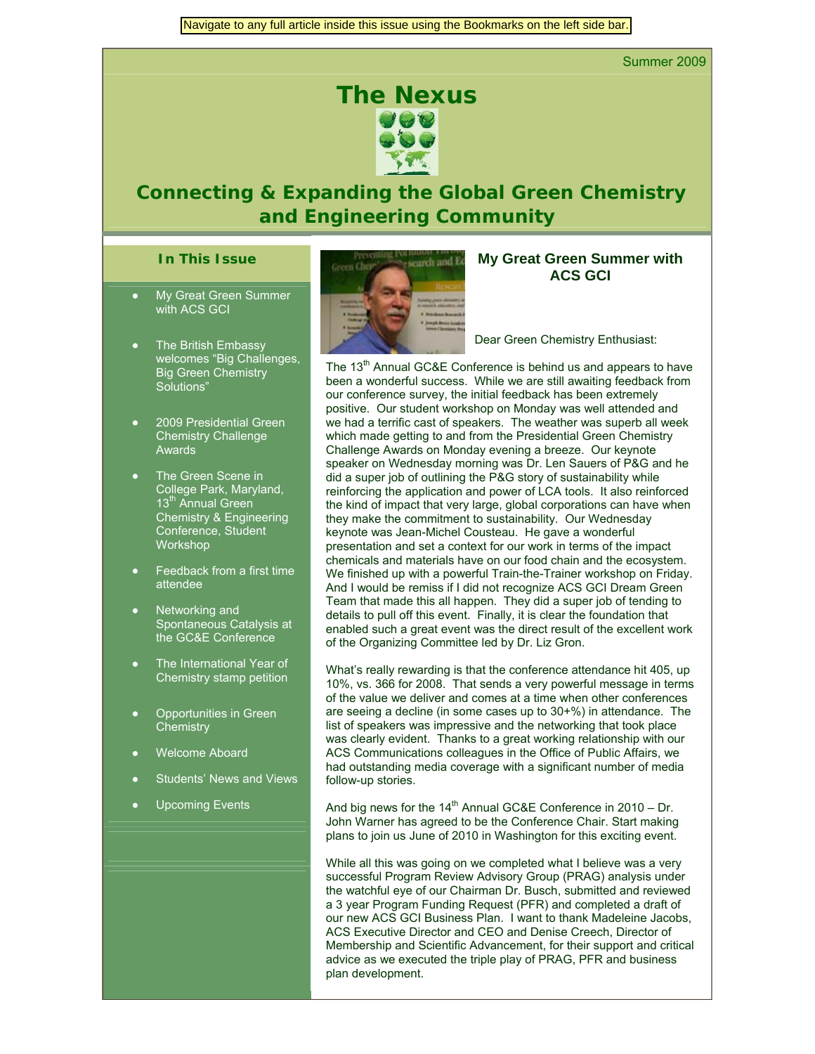Navigate to any full article inside this issue using the Bookmarks on the left side bar.

Summer 2009

# The Nexus

## Connecting & Expanding the Global Green Chemistry and Engineering Community

### In This Issue

- My Great Green Summer with ACS GCI
- The British Embassy welcomes "Big Challenges, Big Green Chemistry Solutions"
- 2009 Presidential Green Chemistry Challenge Awards
- The Green Scene in College Park, Maryland, 13th Annual Green Chemistry & Engineering Conference, Student Workshop
- Feedback from a first time attendee
- Networking and Spontaneous Catalysis at the GC&E Conference
- The International Year of Chemistry stamp petition
- Opportunities in Green Chemistry
- Welcome Aboard
- Students' News and Views
- Upcoming Events

## My Great Green Summer with ACS GCI

Dear Green Chemistry Enthusiast:

The 13th Annual GC&E Conference is behind us and appears to have been a wonderful success. While we are still awaiting feedback from our conference survey, the initial feedback has been extremely positive. Our student workshop on Monday was well attended and we had a terrific cast of speakers. The weather was superb all week which made getting to and from the Presidential Green Chemistry Challenge Awards on Monday evening a breeze. Our keynote speaker on Wednesday morning was Dr. Len Sauers of P&G and he did a super job of outlining the P&G story of sustainability while reinforcing the application and power of LCA tools. It also reinforced the kind of impact that very large, global corporations can have when they make the commitment to sustainability. Our Wednesday keynote was Jean-Michel Cousteau. He gave a wonderful presentation and set a context for our work in terms of the impact chemicals and materials have on our food chain and the ecosystem. We finished up with a powerful Train-the-Trainer workshop on Friday. And I would be remiss if I did not recognize ACS GCI Dream Green Team that made this all happen. They did a super job of tending to details to pull off this event. Finally, it is clear the foundation that enabled such a great event was the direct result of the excellent work of the Organizing Committee led by Dr. Liz Gron.

What's really rewarding is that the conference attendance hit 405, up 10%, vs. 366 for 2008. That sends a very powerful message in terms of the value we deliver and comes at a time when other conferences are seeing a decline (in some cases up to 30+%) in attendance. The list of speakers was impressive and the networking that took place was clearly evident. Thanks to a great working relationship with our ACS Communications colleagues in the Office of Public Affairs, we had outstanding media coverage with a significant number of media follow-up stories.

And big news for the 14th Annual GC&E Conference in 2010 – Dr. John Warner has agreed to be the Conference Chair. Start making plans to join us June of 2010 in Washington for this exciting event.

While all this was going on we completed what I believe was a very successful Program Review Advisory Group (PRAG) analysis under the watchful eye of our Chairman Dr. Busch, submitted and reviewed a 3 year Program Funding Request (PFR) and completed a draft of our new ACS GCI Business Plan. I want to thank Madeleine Jacobs, ACS Executive Director and CEO and Denise Creech, Director of Membership and Scientific Advancement, for their support and critical advice as we executed the triple play of PRAG, PFR and business plan development.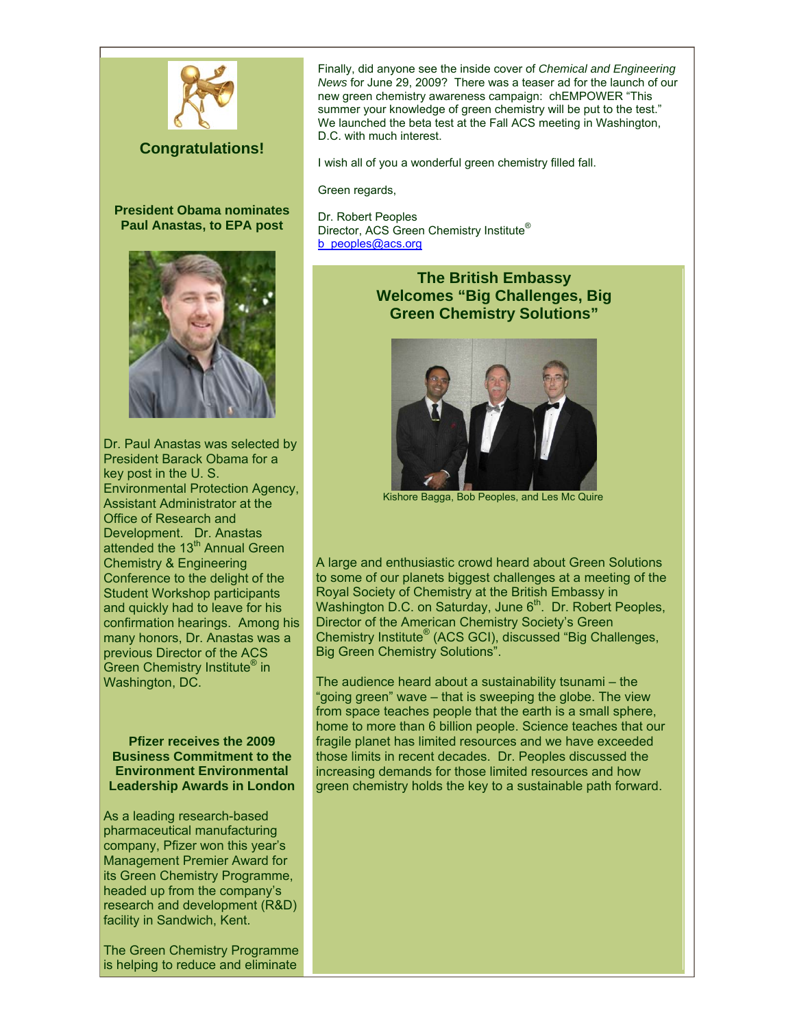## Congratulations!

### President Obama nominates Paul Anastas, to EPA post

Dr. Paul Anastas was selected by President Barack Obama for a key post in the U. S. Environmental Protection Agency, Assistant Administrator at the Office of Research and Development. Dr. Anastas attended the 13th Annual Green Chemistry & Engineering Conference to the delight of the Student Workshop participants and quickly had to leave for his confirmation hearings. Among his many honors, Dr. Anastas was a previous Director of the ACS Green Chemistry Institute® in Washington, DC.

### Pfizer receives the 2009 Business Commitment to the Environment Environmental Leadership Awards in London

As a leading research-based pharmaceutical manufacturing company, Pfizer won this year's Management Premier Award for its Green Chemistry Programme, headed up from the company's research and development (R&D) facility in Sandwich, Kent.

The Green Chemistry Programme is helping to reduce and eliminate

Finally, did anyone see the inside cover of *Chemical and Engineering News* for June 29, 2009? There was a teaser ad for the launch of our new green chemistry awareness campaign: chEMPOWER "This summer your knowledge of green chemistry will be put to the test." We launched the beta test at the Fall ACS meeting in Washington, D.C. with much interest.

I wish all of you a wonderful green chemistry filled fall.

Green regards,

Dr. Robert Peoples
Director, ACS Green Chemistry Institute®
b_peoples@acs.org

### The British Embassy Welcomes "Big Challenges, Big Green Chemistry Solutions"

Kishore Bagga, Bob Peoples, and Les Mc Quire

A large and enthusiastic crowd heard about Green Solutions to some of our planets biggest challenges at a meeting of the Royal Society of Chemistry at the British Embassy in Washington D.C. on Saturday, June 6th. Dr. Robert Peoples, Director of the American Chemistry Society's Green Chemistry Institute® (ACS GCI), discussed "Big Challenges, Big Green Chemistry Solutions".

The audience heard about a sustainability tsunami – the "going green" wave – that is sweeping the globe. The view from space teaches people that the earth is a small sphere, home to more than 6 billion people. Science teaches that our fragile planet has limited resources and we have exceeded those limits in recent decades. Dr. Peoples discussed the increasing demands for those limited resources and how green chemistry holds the key to a sustainable path forward.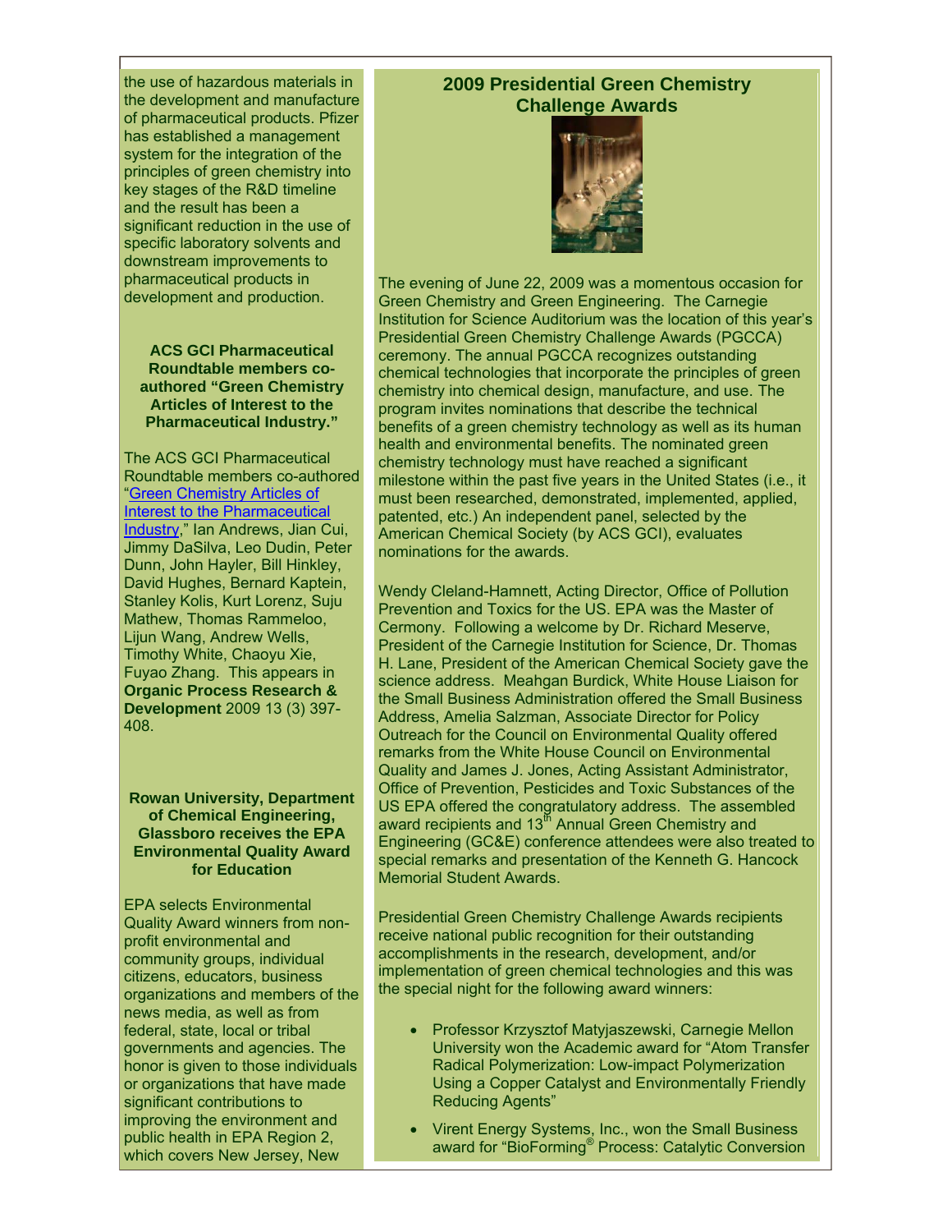the use of hazardous materials in the development and manufacture of pharmaceutical products. Pfizer has established a management system for the integration of the principles of green chemistry into key stages of the R&D timeline and the result has been a significant reduction in the use of specific laboratory solvents and downstream improvements to pharmaceutical products in development and production.

**ACS GCI Pharmaceutical Roundtable members co-authored "Green Chemistry Articles of Interest to the Pharmaceutical Industry."**

The ACS GCI Pharmaceutical Roundtable members co-authored "Green Chemistry Articles of Interest to the Pharmaceutical Industry," Ian Andrews, Jian Cui, Jimmy DaSilva, Leo Dudin, Peter Dunn, John Hayler, Bill Hinkley, David Hughes, Bernard Kaptein, Stanley Kolis, Kurt Lorenz, Suju Mathew, Thomas Rammeloo, Lijun Wang, Andrew Wells, Timothy White, Chaoyu Xie, Fuyao Zhang. This appears in **Organic Process Research & Development** 2009 13 (3) 397-408.

**Rowan University, Department of Chemical Engineering, Glassboro receives the EPA Environmental Quality Award for Education**

EPA selects Environmental Quality Award winners from non-profit environmental and community groups, individual citizens, educators, business organizations and members of the news media, as well as from federal, state, local or tribal governments and agencies. The honor is given to those individuals or organizations that have made significant contributions to improving the environment and public health in EPA Region 2, which covers New Jersey, New

## 2009 Presidential Green Chemistry Challenge Awards

The evening of June 22, 2009 was a momentous occasion for Green Chemistry and Green Engineering. The Carnegie Institution for Science Auditorium was the location of this year's Presidential Green Chemistry Challenge Awards (PGCCA) ceremony. The annual PGCCA recognizes outstanding chemical technologies that incorporate the principles of green chemistry into chemical design, manufacture, and use. The program invites nominations that describe the technical benefits of a green chemistry technology as well as its human health and environmental benefits. The nominated green chemistry technology must have reached a significant milestone within the past five years in the United States (i.e., it must been researched, demonstrated, implemented, applied, patented, etc.) An independent panel, selected by the American Chemical Society (by ACS GCI), evaluates nominations for the awards.

Wendy Cleland-Hamnett, Acting Director, Office of Pollution Prevention and Toxics for the US. EPA was the Master of Cermony. Following a welcome by Dr. Richard Meserve, President of the Carnegie Institution for Science, Dr. Thomas H. Lane, President of the American Chemical Society gave the science address. Meahgan Burdick, White House Liaison for the Small Business Administration offered the Small Business Address, Amelia Salzman, Associate Director for Policy Outreach for the Council on Environmental Quality offered remarks from the White House Council on Environmental Quality and James J. Jones, Acting Assistant Administrator, Office of Prevention, Pesticides and Toxic Substances of the US EPA offered the congratulatory address. The assembled award recipients and 13th Annual Green Chemistry and Engineering (GC&E) conference attendees were also treated to special remarks and presentation of the Kenneth G. Hancock Memorial Student Awards.

Presidential Green Chemistry Challenge Awards recipients receive national public recognition for their outstanding accomplishments in the research, development, and/or implementation of green chemical technologies and this was the special night for the following award winners:

- Professor Krzysztof Matyjaszewski, Carnegie Mellon University won the Academic award for "Atom Transfer Radical Polymerization: Low-impact Polymerization Using a Copper Catalyst and Environmentally Friendly Reducing Agents"
- Virent Energy Systems, Inc., won the Small Business award for "BioForming® Process: Catalytic Conversion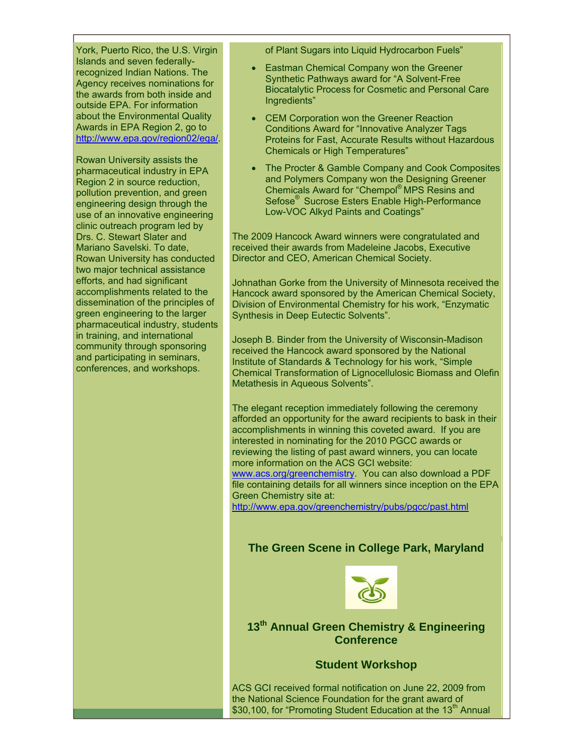York, Puerto Rico, the U.S. Virgin Islands and seven federally-recognized Indian Nations. The Agency receives nominations for the awards from both inside and outside EPA. For information about the Environmental Quality Awards in EPA Region 2, go to http://www.epa.gov/region02/eqa/.

Rowan University assists the pharmaceutical industry in EPA Region 2 in source reduction, pollution prevention, and green engineering design through the use of an innovative engineering clinic outreach program led by Drs. C. Stewart Slater and Mariano Savelski. To date, Rowan University has conducted two major technical assistance efforts, and had significant accomplishments related to the dissemination of the principles of green engineering to the larger pharmaceutical industry, students in training, and international community through sponsoring and participating in seminars, conferences, and workshops.

of Plant Sugars into Liquid Hydrocarbon Fuels"

- Eastman Chemical Company won the Greener Synthetic Pathways award for "A Solvent-Free Biocatalytic Process for Cosmetic and Personal Care Ingredients"
- CEM Corporation won the Greener Reaction Conditions Award for "Innovative Analyzer Tags Proteins for Fast, Accurate Results without Hazardous Chemicals or High Temperatures"
- The Procter & Gamble Company and Cook Composites and Polymers Company won the Designing Greener Chemicals Award for "Chempol® MPS Resins and Sefose® Sucrose Esters Enable High-Performance Low-VOC Alkyd Paints and Coatings"

The 2009 Hancock Award winners were congratulated and received their awards from Madeleine Jacobs, Executive Director and CEO, American Chemical Society.

Johnathan Gorke from the University of Minnesota received the Hancock award sponsored by the American Chemical Society, Division of Environmental Chemistry for his work, "Enzymatic Synthesis in Deep Eutectic Solvents".

Joseph B. Binder from the University of Wisconsin-Madison received the Hancock award sponsored by the National Institute of Standards & Technology for his work, "Simple Chemical Transformation of Lignocellulosic Biomass and Olefin Metathesis in Aqueous Solvents".

The elegant reception immediately following the ceremony afforded an opportunity for the award recipients to bask in their accomplishments in winning this coveted award. If you are interested in nominating for the 2010 PGCC awards or reviewing the listing of past award winners, you can locate more information on the ACS GCI website: www.acs.org/greenchemistry. You can also download a PDF file containing details for all winners since inception on the EPA Green Chemistry site at: http://www.epa.gov/greenchemistry/pubs/pgcc/past.html

## The Green Scene in College Park, Maryland

## 13th Annual Green Chemistry & Engineering Conference

## Student Workshop

ACS GCI received formal notification on June 22, 2009 from the National Science Foundation for the grant award of $30,100, for "Promoting Student Education at the 13th Annual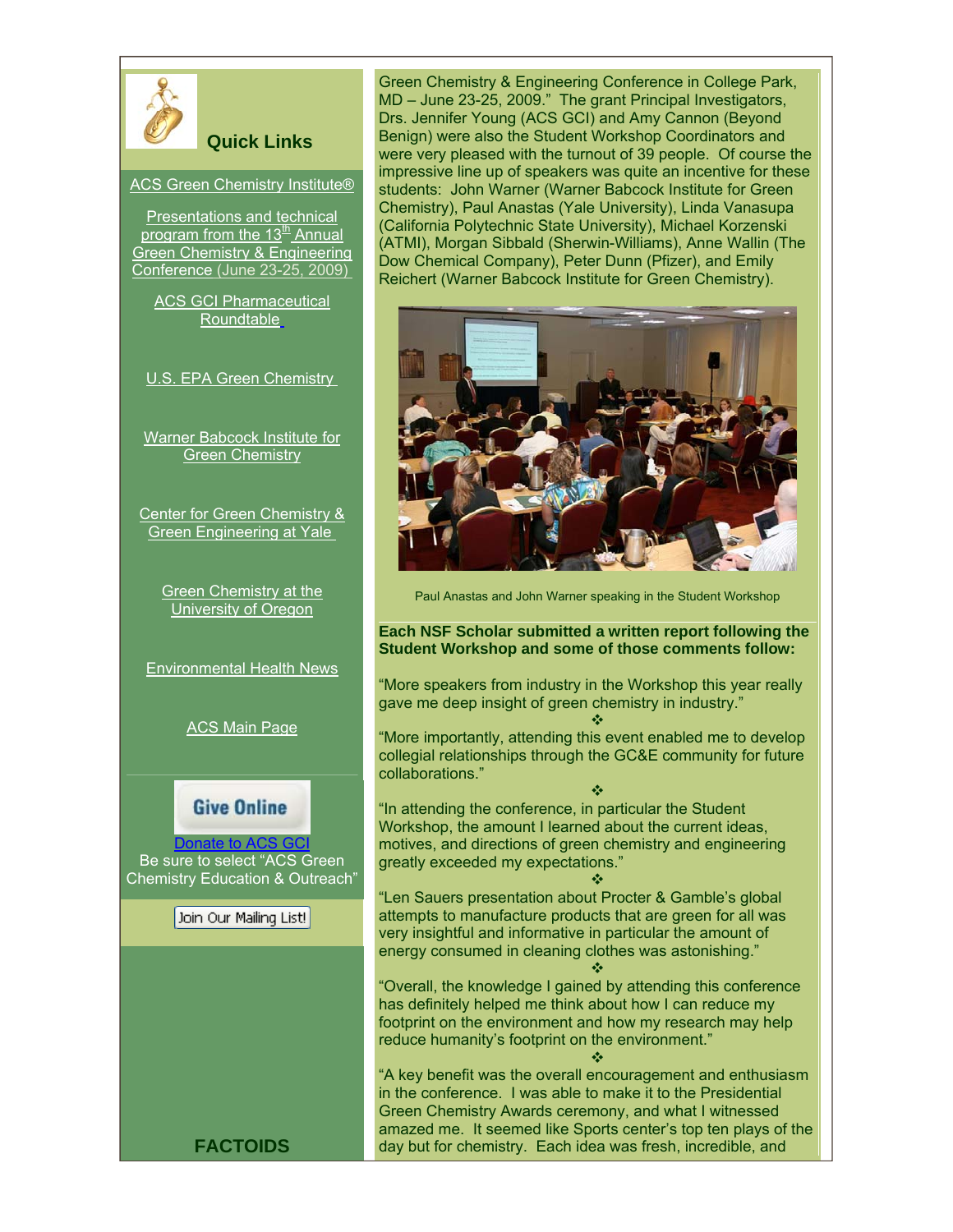## Quick Links

ACS Green Chemistry Institute®

Presentations and technical program from the 13th Annual Green Chemistry & Engineering Conference (June 23-25, 2009)

ACS GCI Pharmaceutical Roundtable

U.S. EPA Green Chemistry

Warner Babcock Institute for Green Chemistry

Center for Green Chemistry & Green Engineering at Yale

Green Chemistry at the University of Oregon

Environmental Health News

ACS Main Page

Give Online

Donate to ACS GCI
Be sure to select "ACS Green Chemistry Education & Outreach"

Join Our Mailing List!

**FACTOIDS**

Green Chemistry & Engineering Conference in College Park, MD – June 23-25, 2009." The grant Principal Investigators, Drs. Jennifer Young (ACS GCI) and Amy Cannon (Beyond Benign) were also the Student Workshop Coordinators and were very pleased with the turnout of 39 people. Of course the impressive line up of speakers was quite an incentive for these students: John Warner (Warner Babcock Institute for Green Chemistry), Paul Anastas (Yale University), Linda Vanasupa (California Polytechnic State University), Michael Korzenski (ATMI), Morgan Sibbald (Sherwin-Williams), Anne Wallin (The Dow Chemical Company), Peter Dunn (Pfizer), and Emily Reichert (Warner Babcock Institute for Green Chemistry).

Paul Anastas and John Warner speaking in the Student Workshop

**Each NSF Scholar submitted a written report following the Student Workshop and some of those comments follow:**

"More speakers from industry in the Workshop this year really gave me deep insight of green chemistry in industry."

❖

"More importantly, attending this event enabled me to develop collegial relationships through the GC&E community for future collaborations."

❖

"In attending the conference, in particular the Student Workshop, the amount I learned about the current ideas, motives, and directions of green chemistry and engineering greatly exceeded my expectations."

❖

"Len Sauers presentation about Procter & Gamble's global attempts to manufacture products that are green for all was very insightful and informative in particular the amount of energy consumed in cleaning clothes was astonishing."

❖

"Overall, the knowledge I gained by attending this conference has definitely helped me think about how I can reduce my footprint on the environment and how my research may help reduce humanity's footprint on the environment."

❖

"A key benefit was the overall encouragement and enthusiasm in the conference. I was able to make it to the Presidential Green Chemistry Awards ceremony, and what I witnessed amazed me. It seemed like Sports center's top ten plays of the day but for chemistry. Each idea was fresh, incredible, and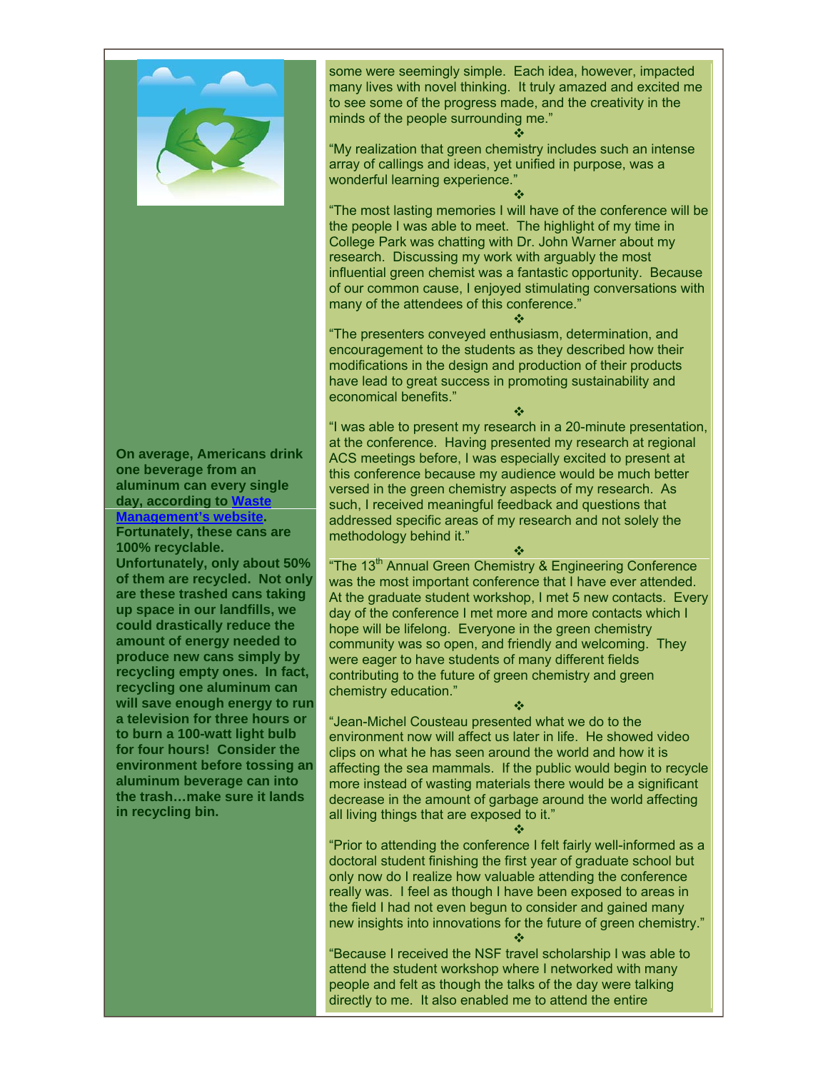**On average, Americans drink one beverage from an aluminum can every single day, according to Waste Management's website. Fortunately, these cans are 100% recyclable. Unfortunately, only about 50% of them are recycled. Not only are these trashed cans taking up space in our landfills, we could drastically reduce the amount of energy needed to produce new cans simply by recycling empty ones. In fact, recycling one aluminum can will save enough energy to run a television for three hours or to burn a 100-watt light bulb for four hours! Consider the environment before tossing an aluminum beverage can into the trash…make sure it lands in recycling bin.**

some were seemingly simple. Each idea, however, impacted many lives with novel thinking. It truly amazed and excited me to see some of the progress made, and the creativity in the minds of the people surrounding me."

❖

"My realization that green chemistry includes such an intense array of callings and ideas, yet unified in purpose, was a wonderful learning experience."

❖

"The most lasting memories I will have of the conference will be the people I was able to meet. The highlight of my time in College Park was chatting with Dr. John Warner about my research. Discussing my work with arguably the most influential green chemist was a fantastic opportunity. Because of our common cause, I enjoyed stimulating conversations with many of the attendees of this conference."

❖

"The presenters conveyed enthusiasm, determination, and encouragement to the students as they described how their modifications in the design and production of their products have lead to great success in promoting sustainability and economical benefits."

❖

"I was able to present my research in a 20-minute presentation, at the conference. Having presented my research at regional ACS meetings before, I was especially excited to present at this conference because my audience would be much better versed in the green chemistry aspects of my research. As such, I received meaningful feedback and questions that addressed specific areas of my research and not solely the methodology behind it."

❖

"The 13th Annual Green Chemistry & Engineering Conference was the most important conference that I have ever attended. At the graduate student workshop, I met 5 new contacts. Every day of the conference I met more and more contacts which I hope will be lifelong. Everyone in the green chemistry community was so open, and friendly and welcoming. They were eager to have students of many different fields contributing to the future of green chemistry and green chemistry education."

❖

"Jean-Michel Cousteau presented what we do to the environment now will affect us later in life. He showed video clips on what he has seen around the world and how it is affecting the sea mammals. If the public would begin to recycle more instead of wasting materials there would be a significant decrease in the amount of garbage around the world affecting all living things that are exposed to it."

❖

"Prior to attending the conference I felt fairly well-informed as a doctoral student finishing the first year of graduate school but only now do I realize how valuable attending the conference really was. I feel as though I have been exposed to areas in the field I had not even begun to consider and gained many new insights into innovations for the future of green chemistry."

❖

"Because I received the NSF travel scholarship I was able to attend the student workshop where I networked with many people and felt as though the talks of the day were talking directly to me. It also enabled me to attend the entire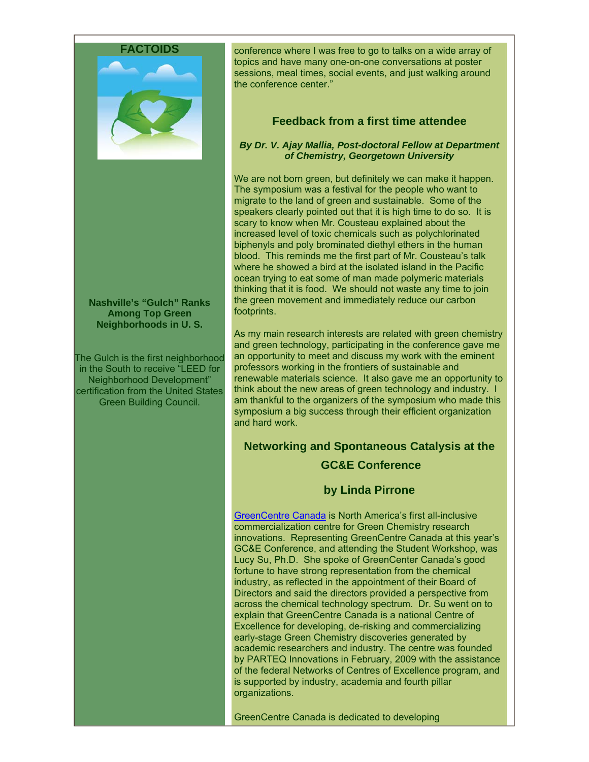## FACTOIDS

**Nashville's "Gulch" Ranks Among Top Green Neighborhoods in U. S.**

The Gulch is the first neighborhood in the South to receive "LEED for Neighborhood Development" certification from the United States Green Building Council.

conference where I was free to go to talks on a wide array of topics and have many one-on-one conversations at poster sessions, meal times, social events, and just walking around the conference center."

### Feedback from a first time attendee

***By Dr. V. Ajay Mallia, Post-doctoral Fellow at Department of Chemistry, Georgetown University***

We are not born green, but definitely we can make it happen. The symposium was a festival for the people who want to migrate to the land of green and sustainable. Some of the speakers clearly pointed out that it is high time to do so. It is scary to know when Mr. Cousteau explained about the increased level of toxic chemicals such as polychlorinated biphenyls and poly brominated diethyl ethers in the human blood. This reminds me the first part of Mr. Cousteau's talk where he showed a bird at the isolated island in the Pacific ocean trying to eat some of man made polymeric materials thinking that it is food. We should not waste any time to join the green movement and immediately reduce our carbon footprints.

As my main research interests are related with green chemistry and green technology, participating in the conference gave me an opportunity to meet and discuss my work with the eminent professors working in the frontiers of sustainable and renewable materials science. It also gave me an opportunity to think about the new areas of green technology and industry. I am thankful to the organizers of the symposium who made this symposium a big success through their efficient organization and hard work.

### Networking and Spontaneous Catalysis at the GC&E Conference

### by Linda Pirrone

GreenCentre Canada is North America's first all-inclusive commercialization centre for Green Chemistry research innovations. Representing GreenCentre Canada at this year's GC&E Conference, and attending the Student Workshop, was Lucy Su, Ph.D. She spoke of GreenCenter Canada's good fortune to have strong representation from the chemical industry, as reflected in the appointment of their Board of Directors and said the directors provided a perspective from across the chemical technology spectrum. Dr. Su went on to explain that GreenCentre Canada is a national Centre of Excellence for developing, de-risking and commercializing early-stage Green Chemistry discoveries generated by academic researchers and industry. The centre was founded by PARTEQ Innovations in February, 2009 with the assistance of the federal Networks of Centres of Excellence program, and is supported by industry, academia and fourth pillar organizations.

GreenCentre Canada is dedicated to developing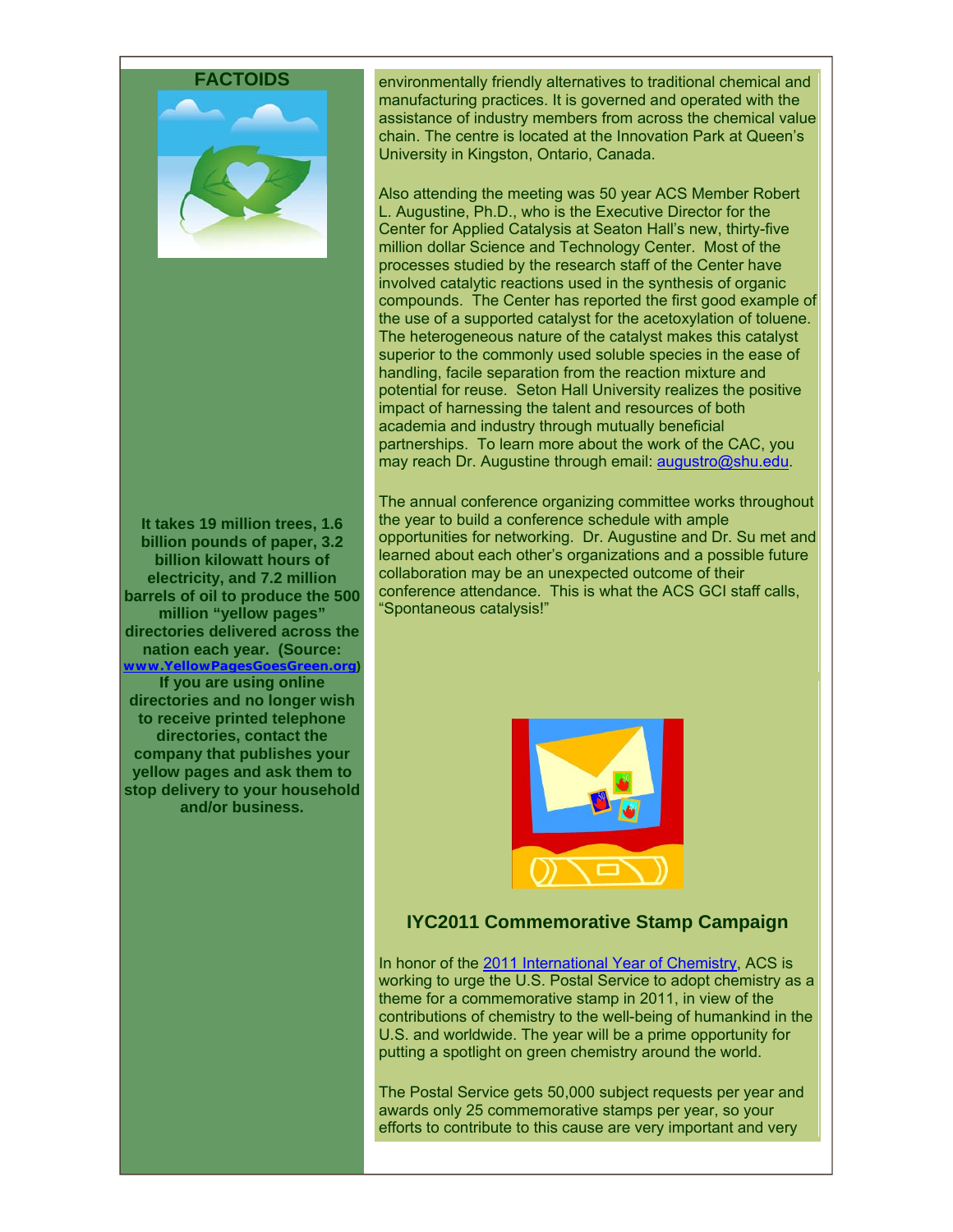## FACTOIDS

**It takes 19 million trees, 1.6 billion pounds of paper, 3.2 billion kilowatt hours of electricity, and 7.2 million barrels of oil to produce the 500 million "yellow pages" directories delivered across the nation each year. (Source: www.YellowPagesGoesGreen.org) If you are using online directories and no longer wish to receive printed telephone directories, contact the company that publishes your yellow pages and ask them to stop delivery to your household and/or business.**

environmentally friendly alternatives to traditional chemical and manufacturing practices. It is governed and operated with the assistance of industry members from across the chemical value chain. The centre is located at the Innovation Park at Queen's University in Kingston, Ontario, Canada.

Also attending the meeting was 50 year ACS Member Robert L. Augustine, Ph.D., who is the Executive Director for the Center for Applied Catalysis at Seaton Hall's new, thirty-five million dollar Science and Technology Center. Most of the processes studied by the research staff of the Center have involved catalytic reactions used in the synthesis of organic compounds. The Center has reported the first good example of the use of a supported catalyst for the acetoxylation of toluene. The heterogeneous nature of the catalyst makes this catalyst superior to the commonly used soluble species in the ease of handling, facile separation from the reaction mixture and potential for reuse. Seton Hall University realizes the positive impact of harnessing the talent and resources of both academia and industry through mutually beneficial partnerships. To learn more about the work of the CAC, you may reach Dr. Augustine through email: augustro@shu.edu.

The annual conference organizing committee works throughout the year to build a conference schedule with ample opportunities for networking. Dr. Augustine and Dr. Su met and learned about each other's organizations and a possible future collaboration may be an unexpected outcome of their conference attendance. This is what the ACS GCI staff calls, "Spontaneous catalysis!"

## IYC2011 Commemorative Stamp Campaign

In honor of the 2011 International Year of Chemistry, ACS is working to urge the U.S. Postal Service to adopt chemistry as a theme for a commemorative stamp in 2011, in view of the contributions of chemistry to the well-being of humankind in the U.S. and worldwide. The year will be a prime opportunity for putting a spotlight on green chemistry around the world.

The Postal Service gets 50,000 subject requests per year and awards only 25 commemorative stamps per year, so your efforts to contribute to this cause are very important and very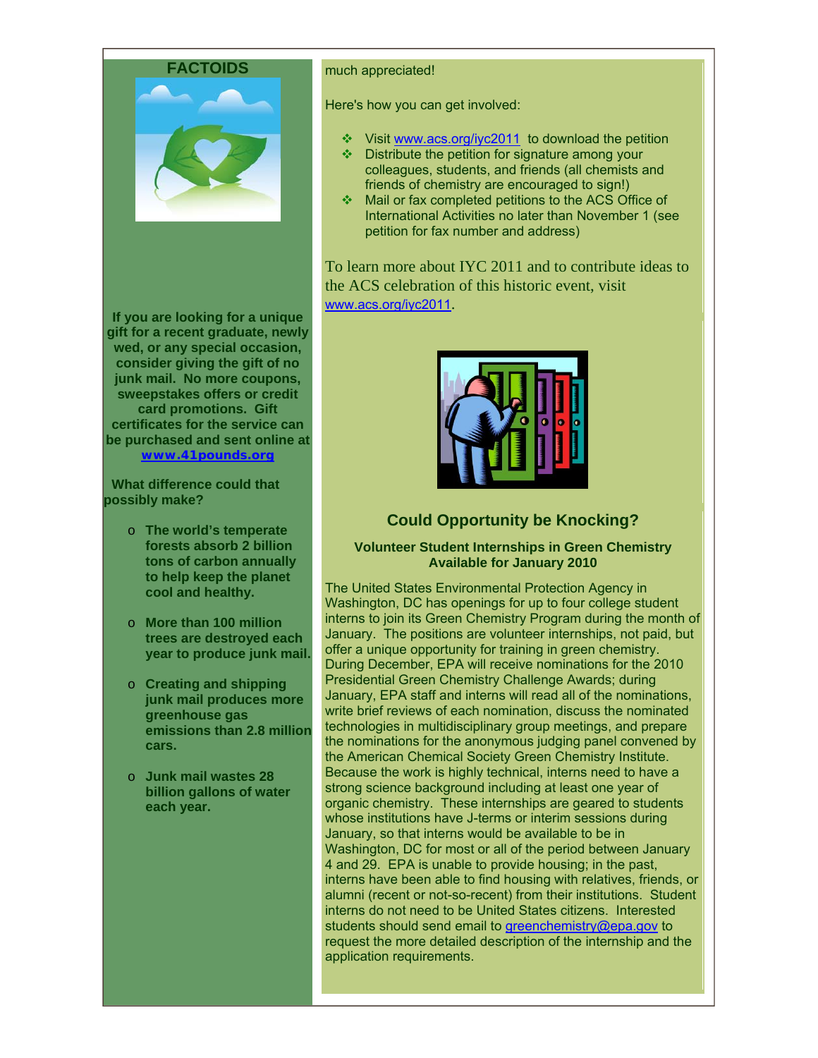## FACTOIDS

**If you are looking for a unique gift for a recent graduate, newly wed, or any special occasion, consider giving the gift of no junk mail. No more coupons, sweepstakes offers or credit card promotions. Gift certificates for the service can be purchased and sent online at [www.41pounds.org](http://www.41pounds.org)**

**What difference could that possibly make?**

- **The world's temperate forests absorb 2 billion tons of carbon annually to help keep the planet cool and healthy.**
- **More than 100 million trees are destroyed each year to produce junk mail.**
- **Creating and shipping junk mail produces more greenhouse gas emissions than 2.8 million cars.**
- **Junk mail wastes 28 billion gallons of water each year.**

much appreciated!

Here's how you can get involved:

- Visit [www.acs.org/iyc2011](http://www.acs.org/iyc2011) to download the petition
- Distribute the petition for signature among your colleagues, students, and friends (all chemists and friends of chemistry are encouraged to sign!)
- Mail or fax completed petitions to the ACS Office of International Activities no later than November 1 (see petition for fax number and address)

To learn more about IYC 2011 and to contribute ideas to the ACS celebration of this historic event, visit [www.acs.org/iyc2011](http://www.acs.org/iyc2011).

## Could Opportunity be Knocking?

**Volunteer Student Internships in Green Chemistry Available for January 2010**

The United States Environmental Protection Agency in Washington, DC has openings for up to four college student interns to join its Green Chemistry Program during the month of January. The positions are volunteer internships, not paid, but offer a unique opportunity for training in green chemistry. During December, EPA will receive nominations for the 2010 Presidential Green Chemistry Challenge Awards; during January, EPA staff and interns will read all of the nominations, write brief reviews of each nomination, discuss the nominated technologies in multidisciplinary group meetings, and prepare the nominations for the anonymous judging panel convened by the American Chemical Society Green Chemistry Institute. Because the work is highly technical, interns need to have a strong science background including at least one year of organic chemistry. These internships are geared to students whose institutions have J-terms or interim sessions during January, so that interns would be available to be in Washington, DC for most or all of the period between January 4 and 29. EPA is unable to provide housing; in the past, interns have been able to find housing with relatives, friends, or alumni (recent or not-so-recent) from their institutions. Student interns do not need to be United States citizens. Interested students should send email to [greenchemistry@epa.gov](mailto:greenchemistry@epa.gov) to request the more detailed description of the internship and the application requirements.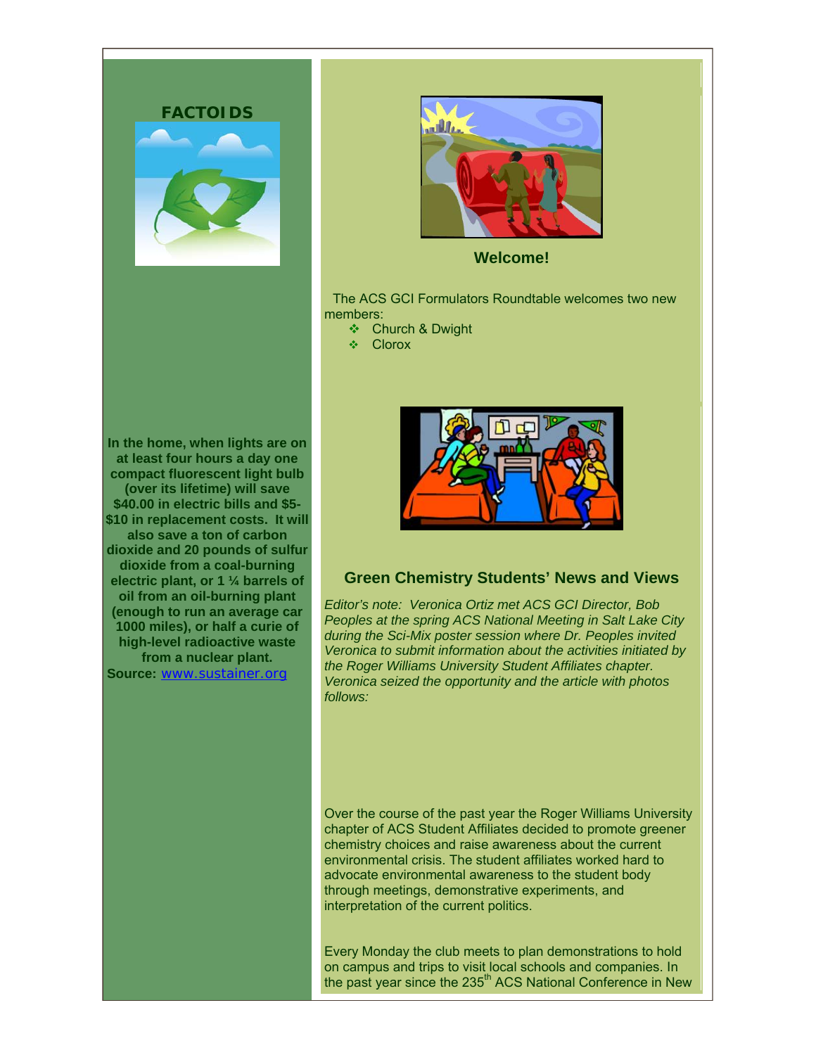## FACTOIDS

**In the home, when lights are on at least four hours a day one compact fluorescent light bulb (over its lifetime) will save $40.00 in electric bills and $5-$10 in replacement costs. It will also save a ton of carbon dioxide and 20 pounds of sulfur dioxide from a coal-burning electric plant, or 1 ¼ barrels of oil from an oil-burning plant (enough to run an average car 1000 miles), or half a curie of high-level radioactive waste from a nuclear plant.**

**Source:** www.sustainer.org

## Welcome!

The ACS GCI Formulators Roundtable welcomes two new members:

- Church & Dwight
- Clorox

## Green Chemistry Students' News and Views

*Editor's note: Veronica Ortiz met ACS GCI Director, Bob Peoples at the spring ACS National Meeting in Salt Lake City during the Sci-Mix poster session where Dr. Peoples invited Veronica to submit information about the activities initiated by the Roger Williams University Student Affiliates chapter. Veronica seized the opportunity and the article with photos follows:*

Over the course of the past year the Roger Williams University chapter of ACS Student Affiliates decided to promote greener chemistry choices and raise awareness about the current environmental crisis. The student affiliates worked hard to advocate environmental awareness to the student body through meetings, demonstrative experiments, and interpretation of the current politics.

Every Monday the club meets to plan demonstrations to hold on campus and trips to visit local schools and companies. In the past year since the 235th ACS National Conference in New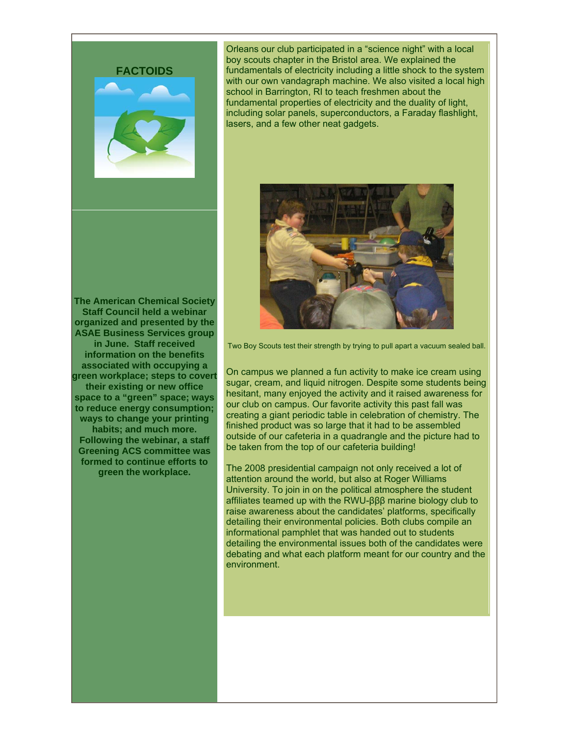## FACTOIDS

**The American Chemical Society Staff Council held a webinar organized and presented by the ASAE Business Services group in June. Staff received information on the benefits associated with occupying a green workplace; steps to covert their existing or new office space to a "green" space; ways to reduce energy consumption; ways to change your printing habits; and much more. Following the webinar, a staff Greening ACS committee was formed to continue efforts to green the workplace.**

Orleans our club participated in a "science night" with a local boy scouts chapter in the Bristol area. We explained the fundamentals of electricity including a little shock to the system with our own vandagraph machine. We also visited a local high school in Barrington, RI to teach freshmen about the fundamental properties of electricity and the duality of light, including solar panels, superconductors, a Faraday flashlight, lasers, and a few other neat gadgets.

Two Boy Scouts test their strength by trying to pull apart a vacuum sealed ball.

On campus we planned a fun activity to make ice cream using sugar, cream, and liquid nitrogen. Despite some students being hesitant, many enjoyed the activity and it raised awareness for our club on campus. Our favorite activity this past fall was creating a giant periodic table in celebration of chemistry. The finished product was so large that it had to be assembled outside of our cafeteria in a quadrangle and the picture had to be taken from the top of our cafeteria building!

The 2008 presidential campaign not only received a lot of attention around the world, but also at Roger Williams University. To join in on the political atmosphere the student affiliates teamed up with the RWU-βββ marine biology club to raise awareness about the candidates' platforms, specifically detailing their environmental policies. Both clubs compile an informational pamphlet that was handed out to students detailing the environmental issues both of the candidates were debating and what each platform meant for our country and the environment.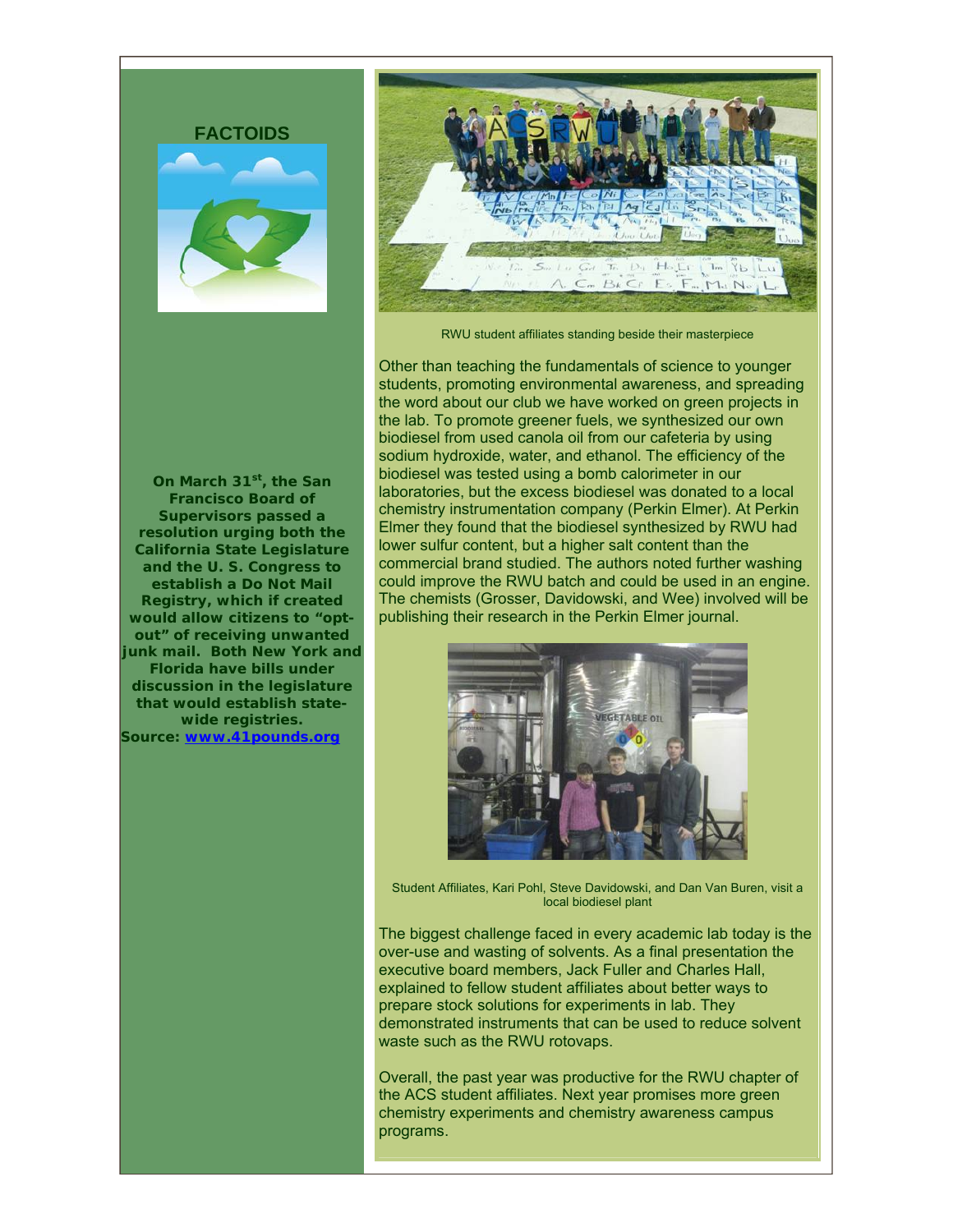## FACTOIDS

**On March 31st, the San Francisco Board of Supervisors passed a resolution urging both the California State Legislature and the U. S. Congress to establish a Do Not Mail Registry, which if created would allow citizens to "opt-out" of receiving unwanted junk mail. Both New York and Florida have bills under discussion in the legislature that would establish state-wide registries.**

**Source: [www.41pounds.org](http://www.41pounds.org)**

RWU student affiliates standing beside their masterpiece

Other than teaching the fundamentals of science to younger students, promoting environmental awareness, and spreading the word about our club we have worked on green projects in the lab. To promote greener fuels, we synthesized our own biodiesel from used canola oil from our cafeteria by using sodium hydroxide, water, and ethanol. The efficiency of the biodiesel was tested using a bomb calorimeter in our laboratories, but the excess biodiesel was donated to a local chemistry instrumentation company (Perkin Elmer). At Perkin Elmer they found that the biodiesel synthesized by RWU had lower sulfur content, but a higher salt content than the commercial brand studied. The authors noted further washing could improve the RWU batch and could be used in an engine. The chemists (Grosser, Davidowski, and Wee) involved will be publishing their research in the Perkin Elmer journal.

Student Affiliates, Kari Pohl, Steve Davidowski, and Dan Van Buren, visit a local biodiesel plant

The biggest challenge faced in every academic lab today is the over-use and wasting of solvents. As a final presentation the executive board members, Jack Fuller and Charles Hall, explained to fellow student affiliates about better ways to prepare stock solutions for experiments in lab. They demonstrated instruments that can be used to reduce solvent waste such as the RWU rotovaps.

Overall, the past year was productive for the RWU chapter of the ACS student affiliates. Next year promises more green chemistry experiments and chemistry awareness campus programs.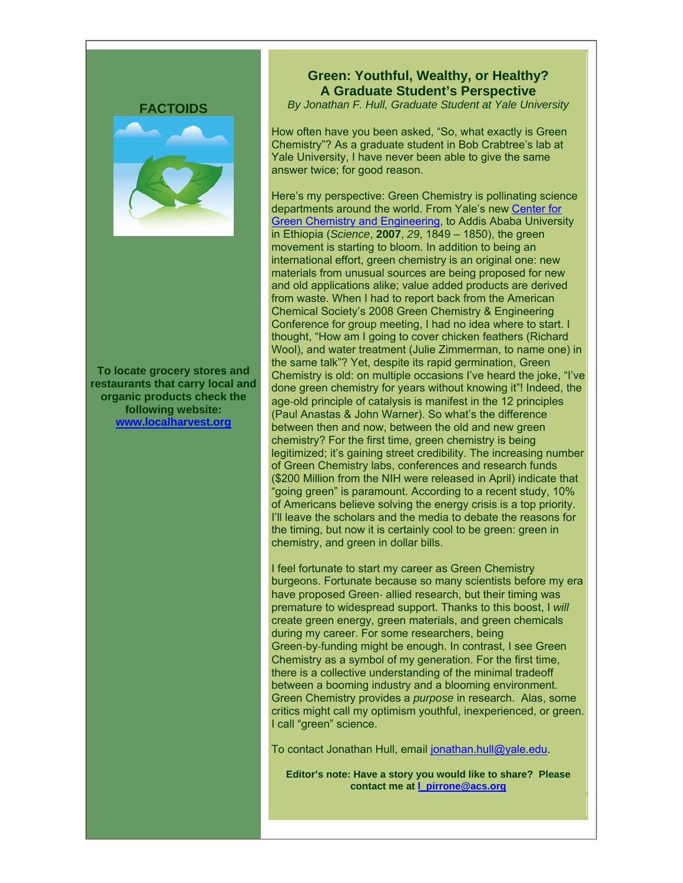## FACTOIDS

**To locate grocery stores and restaurants that carry local and organic products check the following website: www.localharvest.org**

## Green: Youthful, Wealthy, or Healthy? A Graduate Student's Perspective

*By Jonathan F. Hull, Graduate Student at Yale University*

How often have you been asked, "So, what exactly is Green Chemistry"? As a graduate student in Bob Crabtree's lab at Yale University, I have never been able to give the same answer twice; for good reason.

Here's my perspective: Green Chemistry is pollinating science departments around the world. From Yale's new Center for Green Chemistry and Engineering, to Addis Ababa University in Ethiopia (*Science*, **2007**, *29*, 1849 – 1850), the green movement is starting to bloom. In addition to being an international effort, green chemistry is an original one: new materials from unusual sources are being proposed for new and old applications alike; value added products are derived from waste. When I had to report back from the American Chemical Society's 2008 Green Chemistry & Engineering Conference for group meeting, I had no idea where to start. I thought, "How am I going to cover chicken feathers (Richard Wool), and water treatment (Julie Zimmerman, to name one) in the same talk"? Yet, despite its rapid germination, Green Chemistry is old: on multiple occasions I've heard the joke, "I've done green chemistry for years without knowing it"! Indeed, the age-old principle of catalysis is manifest in the 12 principles (Paul Anastas & John Warner). So what's the difference between then and now, between the old and new green chemistry? For the first time, green chemistry is being legitimized; it's gaining street credibility. The increasing number of Green Chemistry labs, conferences and research funds ($200 Million from the NIH were released in April) indicate that "going green" is paramount. According to a recent study, 10% of Americans believe solving the energy crisis is a top priority. I'll leave the scholars and the media to debate the reasons for the timing, but now it is certainly cool to be green: green in chemistry, and green in dollar bills.

I feel fortunate to start my career as Green Chemistry burgeons. Fortunate because so many scientists before my era have proposed Green- allied research, but their timing was premature to widespread support. Thanks to this boost, I *will* create green energy, green materials, and green chemicals during my career. For some researchers, being Green-by-funding might be enough. In contrast, I see Green Chemistry as a symbol of my generation. For the first time, there is a collective understanding of the minimal tradeoff between a booming industry and a blooming environment. Green Chemistry provides a *purpose* in research. Alas, some critics might call my optimism youthful, inexperienced, or green. I call "green" science.

To contact Jonathan Hull, email jonathan.hull@yale.edu.

**Editor's note: Have a story you would like to share? Please contact me at l_pirrone@acs.org**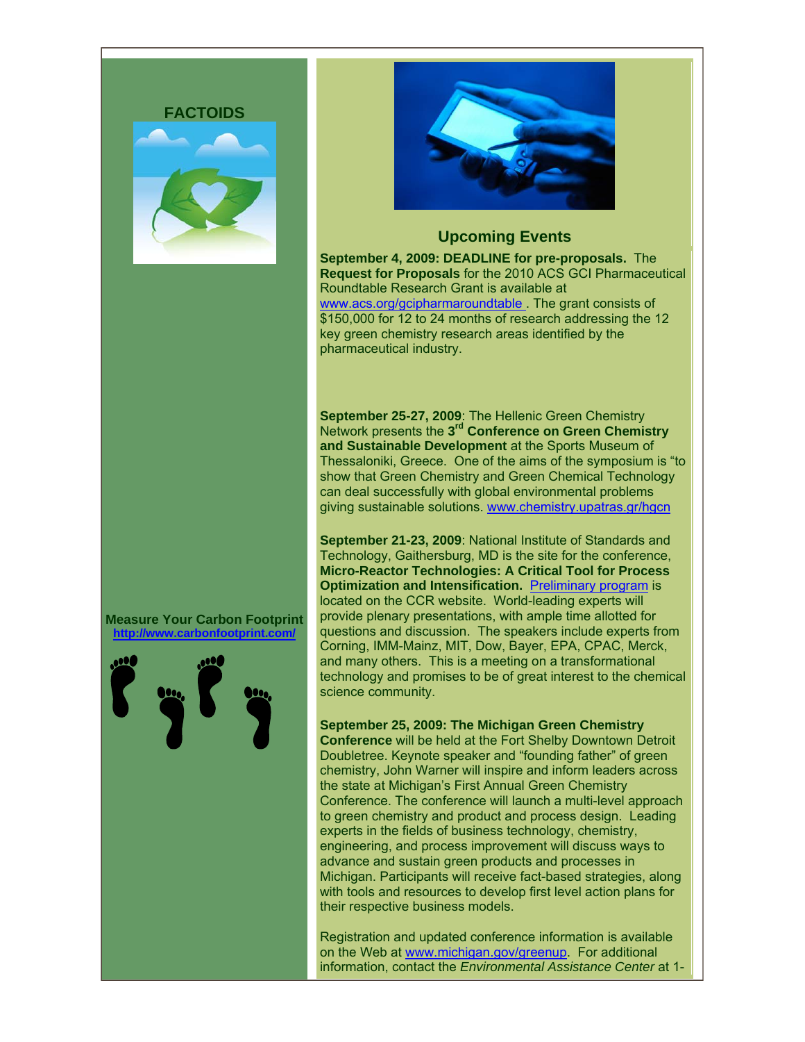## FACTOIDS

**Measure Your Carbon Footprint**
**http://www.carbonfootprint.com/**

## Upcoming Events

**September 4, 2009: DEADLINE for pre-proposals.** The **Request for Proposals** for the 2010 ACS GCI Pharmaceutical Roundtable Research Grant is available at www.acs.org/gcipharmaroundtable . The grant consists of $150,000 for 12 to 24 months of research addressing the 12 key green chemistry research areas identified by the pharmaceutical industry.

**September 25-27, 2009**: The Hellenic Green Chemistry Network presents the **3rd Conference on Green Chemistry and Sustainable Development** at the Sports Museum of Thessaloniki, Greece. One of the aims of the symposium is "to show that Green Chemistry and Green Chemical Technology can deal successfully with global environmental problems giving sustainable solutions. www.chemistry.upatras.gr/hgcn

**September 21-23, 2009**: National Institute of Standards and Technology, Gaithersburg, MD is the site for the conference, **Micro-Reactor Technologies: A Critical Tool for Process Optimization and Intensification.** Preliminary program is located on the CCR website. World-leading experts will provide plenary presentations, with ample time allotted for questions and discussion. The speakers include experts from Corning, IMM-Mainz, MIT, Dow, Bayer, EPA, CPAC, Merck, and many others. This is a meeting on a transformational technology and promises to be of great interest to the chemical science community.

**September 25, 2009: The Michigan Green Chemistry Conference** will be held at the Fort Shelby Downtown Detroit Doubletree. Keynote speaker and "founding father" of green chemistry, John Warner will inspire and inform leaders across the state at Michigan's First Annual Green Chemistry Conference. The conference will launch a multi-level approach to green chemistry and product and process design. Leading experts in the fields of business technology, chemistry, engineering, and process improvement will discuss ways to advance and sustain green products and processes in Michigan. Participants will receive fact-based strategies, along with tools and resources to develop first level action plans for their respective business models.

Registration and updated conference information is available on the Web at www.michigan.gov/greenup. For additional information, contact the *Environmental Assistance Center* at 1-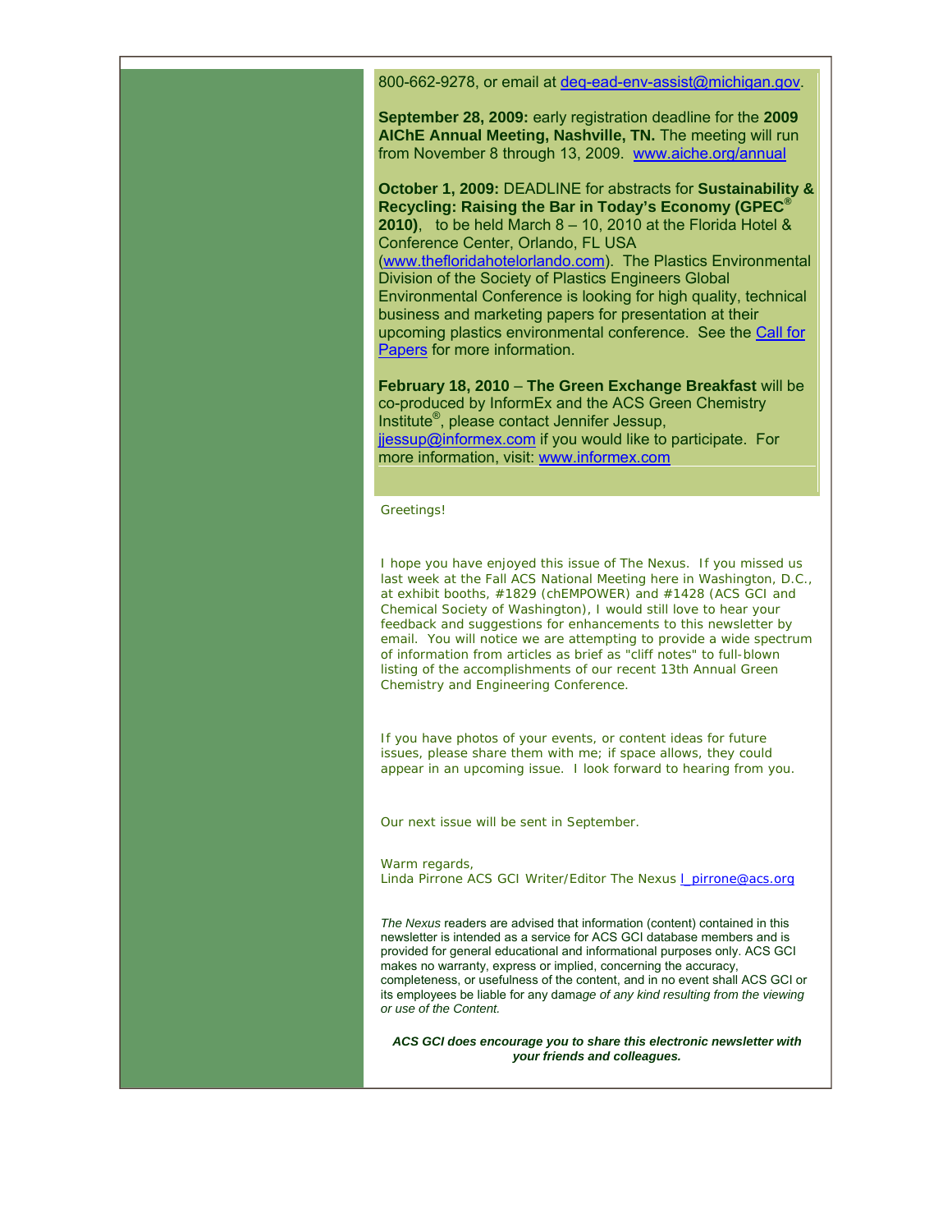800-662-9278, or email at deq-ead-env-assist@michigan.gov.

**September 28, 2009:** early registration deadline for the **2009 AIChE Annual Meeting, Nashville, TN.** The meeting will run from November 8 through 13, 2009. www.aiche.org/annual

**October 1, 2009:** DEADLINE for abstracts for **Sustainability & Recycling: Raising the Bar in Today's Economy (GPEC® 2010)**, to be held March 8 – 10, 2010 at the Florida Hotel & Conference Center, Orlando, FL USA (www.thefloridahotelorlando.com). The Plastics Environmental Division of the Society of Plastics Engineers Global Environmental Conference is looking for high quality, technical business and marketing papers for presentation at their upcoming plastics environmental conference. See the Call for Papers for more information.

**February 18, 2010** – **The Green Exchange Breakfast** will be co-produced by InformEx and the ACS Green Chemistry Institute®, please contact Jennifer Jessup, jjessup@informex.com if you would like to participate. For more information, visit: www.informex.com

Greetings!

I hope you have enjoyed this issue of The Nexus. If you missed us last week at the Fall ACS National Meeting here in Washington, D.C., at exhibit booths, #1829 (chEMPOWER) and #1428 (ACS GCI and Chemical Society of Washington), I would still love to hear your feedback and suggestions for enhancements to this newsletter by email. You will notice we are attempting to provide a wide spectrum of information from articles as brief as "cliff notes" to full-blown listing of the accomplishments of our recent 13th Annual Green Chemistry and Engineering Conference.

If you have photos of your events, or content ideas for future issues, please share them with me; if space allows, they could appear in an upcoming issue. I look forward to hearing from you.

Our next issue will be sent in September.

Warm regards,
Linda Pirrone ACS GCI Writer/Editor The Nexus l_pirrone@acs.org

*The Nexus* readers are advised that information (content) contained in this newsletter is intended as a service for ACS GCI database members and is provided for general educational and informational purposes only. ACS GCI makes no warranty, express or implied, concerning the accuracy, completeness, or usefulness of the content, and in no event shall ACS GCI or its employees be liable for any damag*e of any kind resulting from the viewing or use of the Content.*

***ACS GCI does encourage you to share this electronic newsletter with your friends and colleagues.***